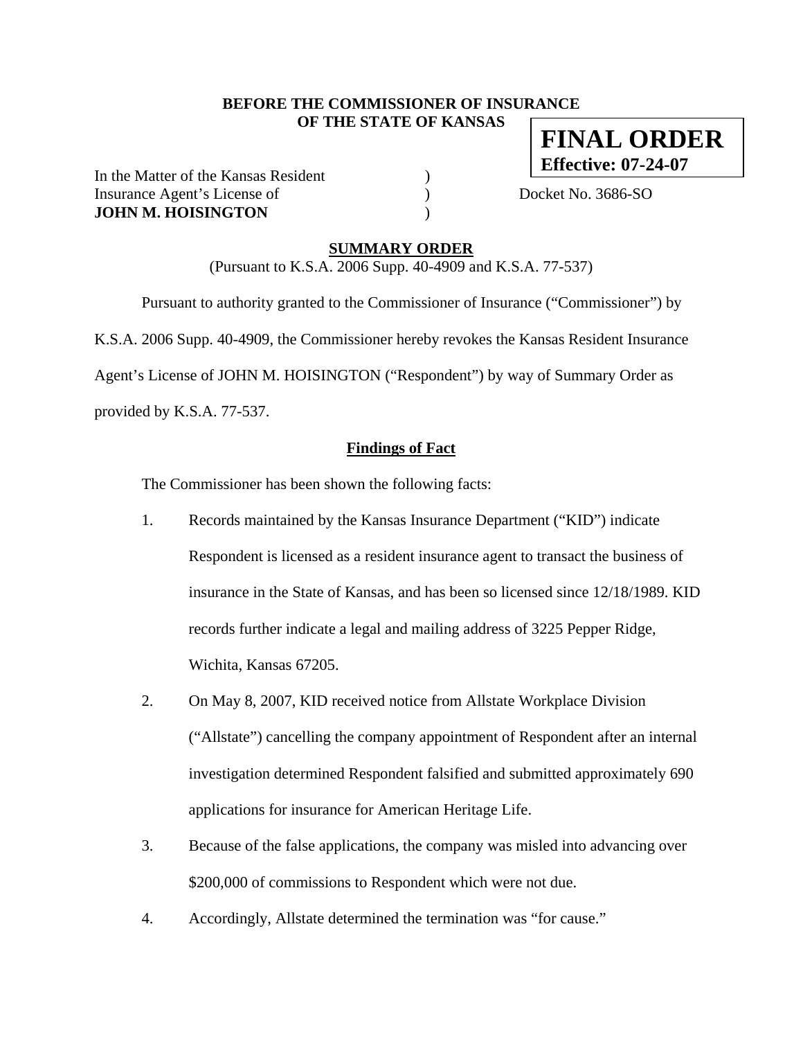**BEFORE THE COMMISSIONER OF INSURANCE**
**OF THE STATE OF KANSAS**

**FINAL ORDER**
**Effective: 07-24-07**

In the Matter of the Kansas Resident )
Insurance Agent's License of ) Docket No. 3686-SO
**JOHN M. HOISINGTON** )

## SUMMARY ORDER

(Pursuant to K.S.A. 2006 Supp. 40-4909 and K.S.A. 77-537)

Pursuant to authority granted to the Commissioner of Insurance ("Commissioner") by K.S.A. 2006 Supp. 40-4909, the Commissioner hereby revokes the Kansas Resident Insurance Agent's License of JOHN M. HOISINGTON ("Respondent") by way of Summary Order as provided by K.S.A. 77-537.

### Findings of Fact

The Commissioner has been shown the following facts:

1. Records maintained by the Kansas Insurance Department ("KID") indicate Respondent is licensed as a resident insurance agent to transact the business of insurance in the State of Kansas, and has been so licensed since 12/18/1989. KID records further indicate a legal and mailing address of 3225 Pepper Ridge, Wichita, Kansas 67205.

2. On May 8, 2007, KID received notice from Allstate Workplace Division ("Allstate") cancelling the company appointment of Respondent after an internal investigation determined Respondent falsified and submitted approximately 690 applications for insurance for American Heritage Life.

3. Because of the false applications, the company was misled into advancing over $200,000 of commissions to Respondent which were not due.

4. Accordingly, Allstate determined the termination was "for cause."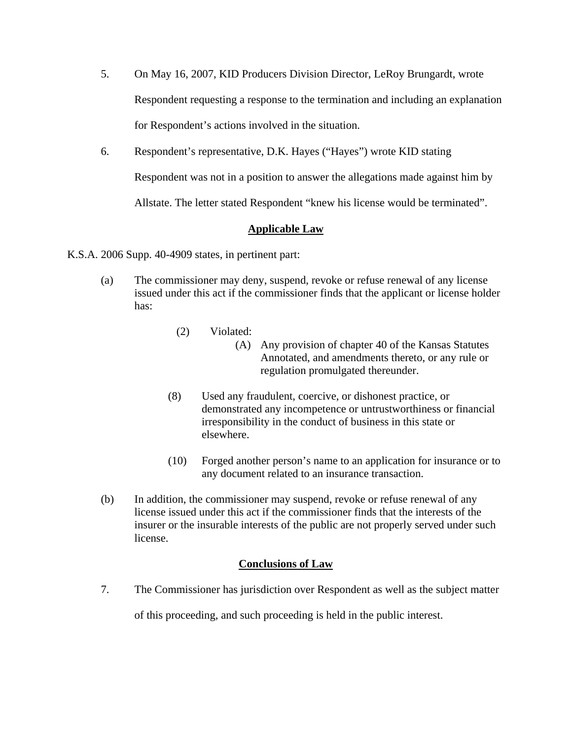5. On May 16, 2007, KID Producers Division Director, LeRoy Brungardt, wrote Respondent requesting a response to the termination and including an explanation for Respondent's actions involved in the situation.

6. Respondent's representative, D.K. Hayes ("Hayes") wrote KID stating Respondent was not in a position to answer the allegations made against him by Allstate. The letter stated Respondent "knew his license would be terminated".

## Applicable Law

K.S.A. 2006 Supp. 40-4909 states, in pertinent part:

(a) The commissioner may deny, suspend, revoke or refuse renewal of any license issued under this act if the commissioner finds that the applicant or license holder has:

> (2) Violated:
>
> > (A) Any provision of chapter 40 of the Kansas Statutes Annotated, and amendments thereto, or any rule or regulation promulgated thereunder.
>
> (8) Used any fraudulent, coercive, or dishonest practice, or demonstrated any incompetence or untrustworthiness or financial irresponsibility in the conduct of business in this state or elsewhere.
>
> (10) Forged another person's name to an application for insurance or to any document related to an insurance transaction.

(b) In addition, the commissioner may suspend, revoke or refuse renewal of any license issued under this act if the commissioner finds that the interests of the insurer or the insurable interests of the public are not properly served under such license.

## Conclusions of Law

7. The Commissioner has jurisdiction over Respondent as well as the subject matter of this proceeding, and such proceeding is held in the public interest.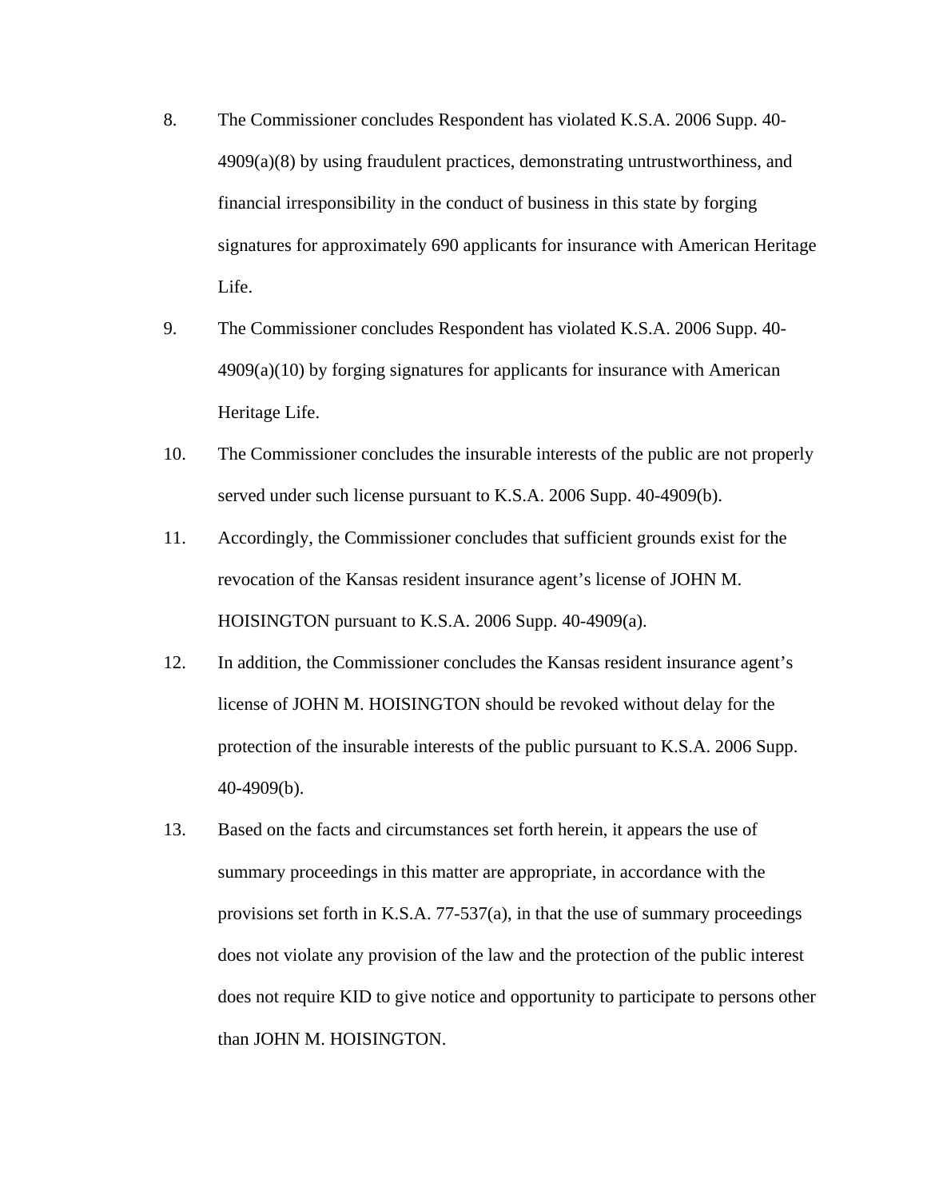8. The Commissioner concludes Respondent has violated K.S.A. 2006 Supp. 40-4909(a)(8) by using fraudulent practices, demonstrating untrustworthiness, and financial irresponsibility in the conduct of business in this state by forging signatures for approximately 690 applicants for insurance with American Heritage Life.

9. The Commissioner concludes Respondent has violated K.S.A. 2006 Supp. 40-4909(a)(10) by forging signatures for applicants for insurance with American Heritage Life.

10. The Commissioner concludes the insurable interests of the public are not properly served under such license pursuant to K.S.A. 2006 Supp. 40-4909(b).

11. Accordingly, the Commissioner concludes that sufficient grounds exist for the revocation of the Kansas resident insurance agent's license of JOHN M. HOISINGTON pursuant to K.S.A. 2006 Supp. 40-4909(a).

12. In addition, the Commissioner concludes the Kansas resident insurance agent's license of JOHN M. HOISINGTON should be revoked without delay for the protection of the insurable interests of the public pursuant to K.S.A. 2006 Supp. 40-4909(b).

13. Based on the facts and circumstances set forth herein, it appears the use of summary proceedings in this matter are appropriate, in accordance with the provisions set forth in K.S.A. 77-537(a), in that the use of summary proceedings does not violate any provision of the law and the protection of the public interest does not require KID to give notice and opportunity to participate to persons other than JOHN M. HOISINGTON.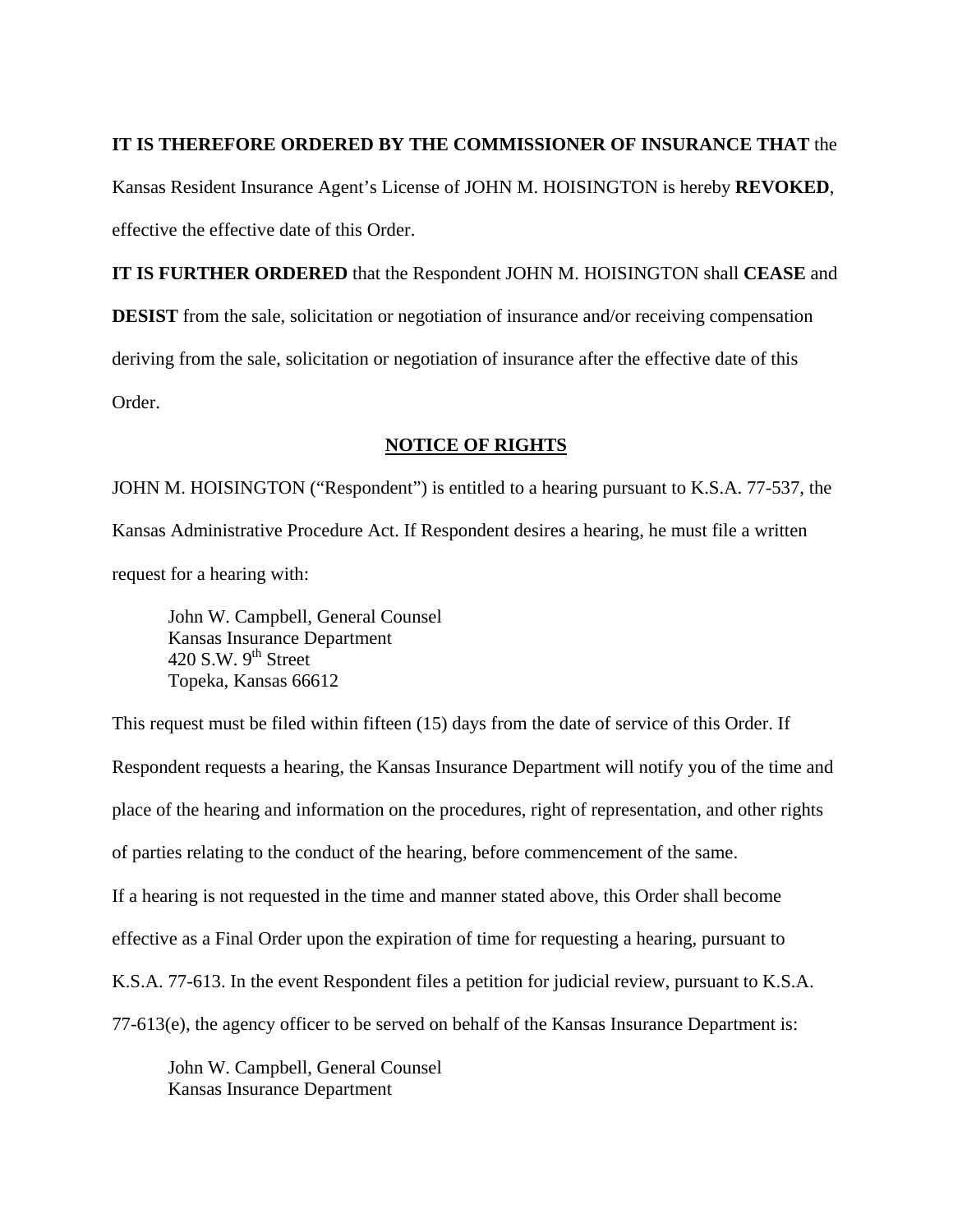**IT IS THEREFORE ORDERED BY THE COMMISSIONER OF INSURANCE THAT** the Kansas Resident Insurance Agent's License of JOHN M. HOISINGTON is hereby **REVOKED**, effective the effective date of this Order.

**IT IS FURTHER ORDERED** that the Respondent JOHN M. HOISINGTON shall **CEASE** and **DESIST** from the sale, solicitation or negotiation of insurance and/or receiving compensation deriving from the sale, solicitation or negotiation of insurance after the effective date of this Order.

## NOTICE OF RIGHTS

JOHN M. HOISINGTON ("Respondent") is entitled to a hearing pursuant to K.S.A. 77-537, the Kansas Administrative Procedure Act. If Respondent desires a hearing, he must file a written request for a hearing with:

> John W. Campbell, General Counsel
> Kansas Insurance Department
> 420 S.W. 9th Street
> Topeka, Kansas 66612

This request must be filed within fifteen (15) days from the date of service of this Order. If Respondent requests a hearing, the Kansas Insurance Department will notify you of the time and place of the hearing and information on the procedures, right of representation, and other rights of parties relating to the conduct of the hearing, before commencement of the same.

If a hearing is not requested in the time and manner stated above, this Order shall become effective as a Final Order upon the expiration of time for requesting a hearing, pursuant to K.S.A. 77-613. In the event Respondent files a petition for judicial review, pursuant to K.S.A. 77-613(e), the agency officer to be served on behalf of the Kansas Insurance Department is:

> John W. Campbell, General Counsel
> Kansas Insurance Department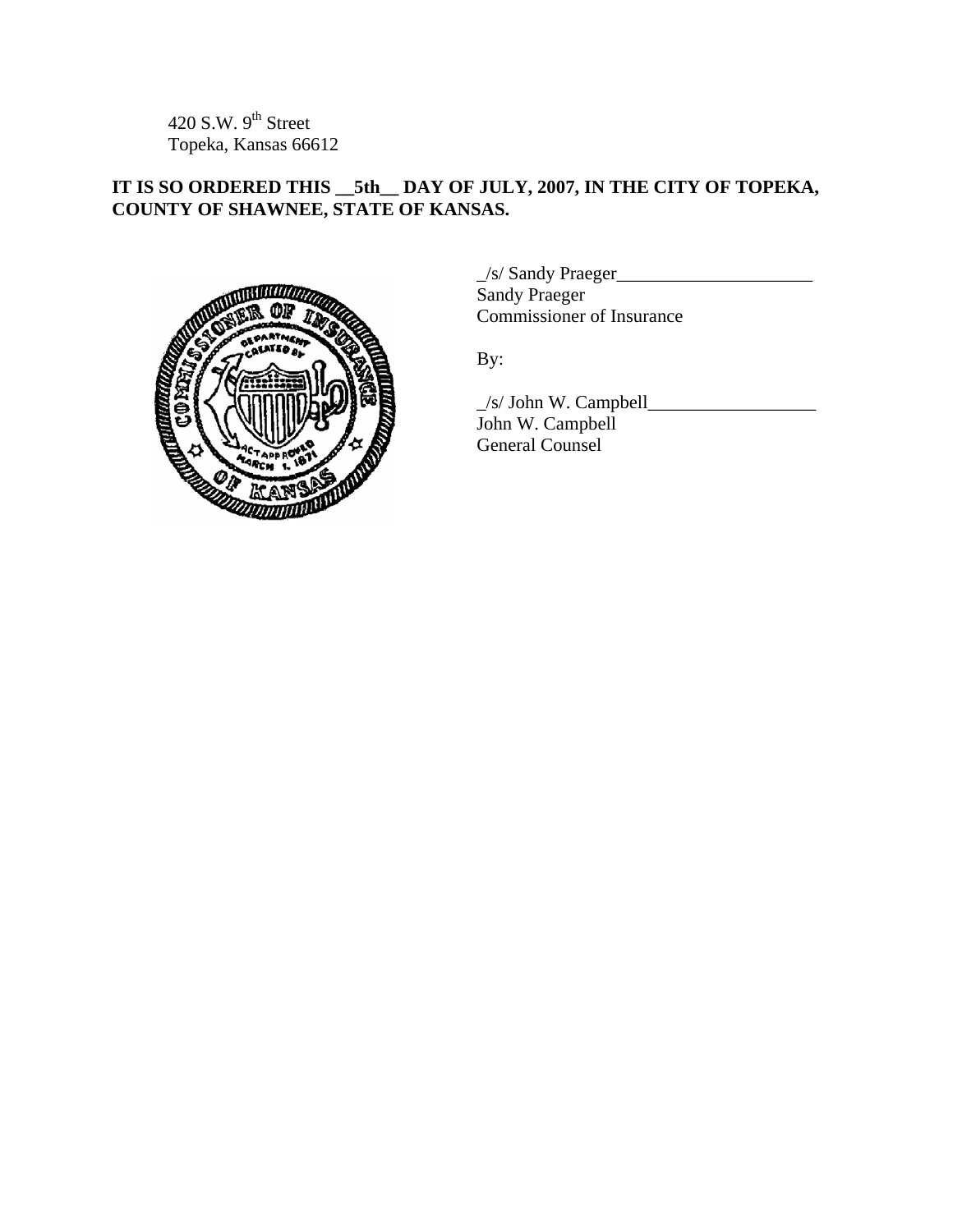420 S.W. 9th Street
Topeka, Kansas 66612

**IT IS SO ORDERED THIS __5th__ DAY OF JULY, 2007, IN THE CITY OF TOPEKA, COUNTY OF SHAWNEE, STATE OF KANSAS.**

_/s/ Sandy Praeger_____________________
Sandy Praeger
Commissioner of Insurance

By:

_/s/ John W. Campbell__________________
John W. Campbell
General Counsel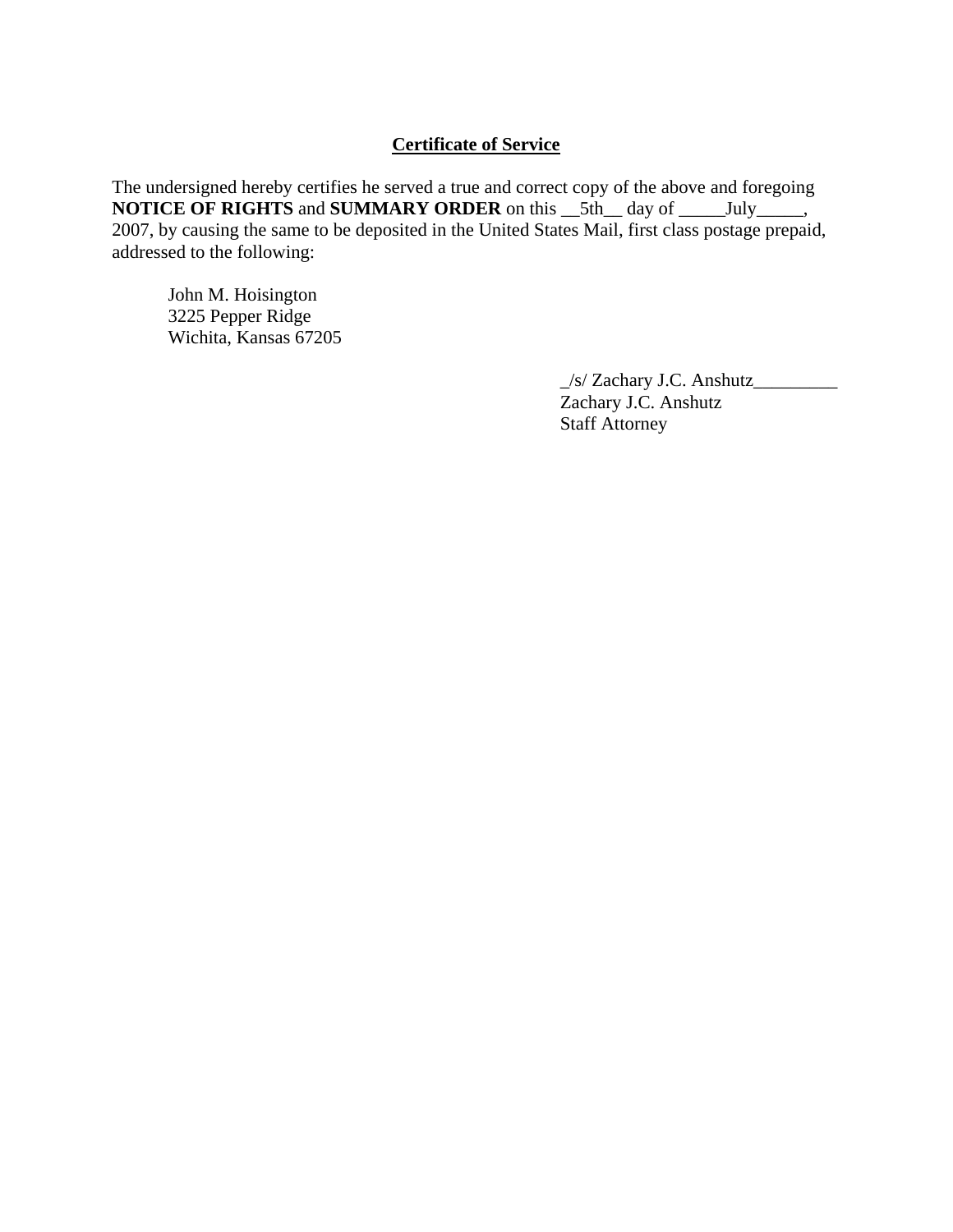**<u>Certificate of Service</u>**

The undersigned hereby certifies he served a true and correct copy of the above and foregoing **NOTICE OF RIGHTS** and **SUMMARY ORDER** on this __5th__ day of _____July_____, 2007, by causing the same to be deposited in the United States Mail, first class postage prepaid, addressed to the following:

John M. Hoisington  
3225 Pepper Ridge  
Wichita, Kansas 67205

_/s/ Zachary J.C. Anshutz_________  
Zachary J.C. Anshutz  
Staff Attorney